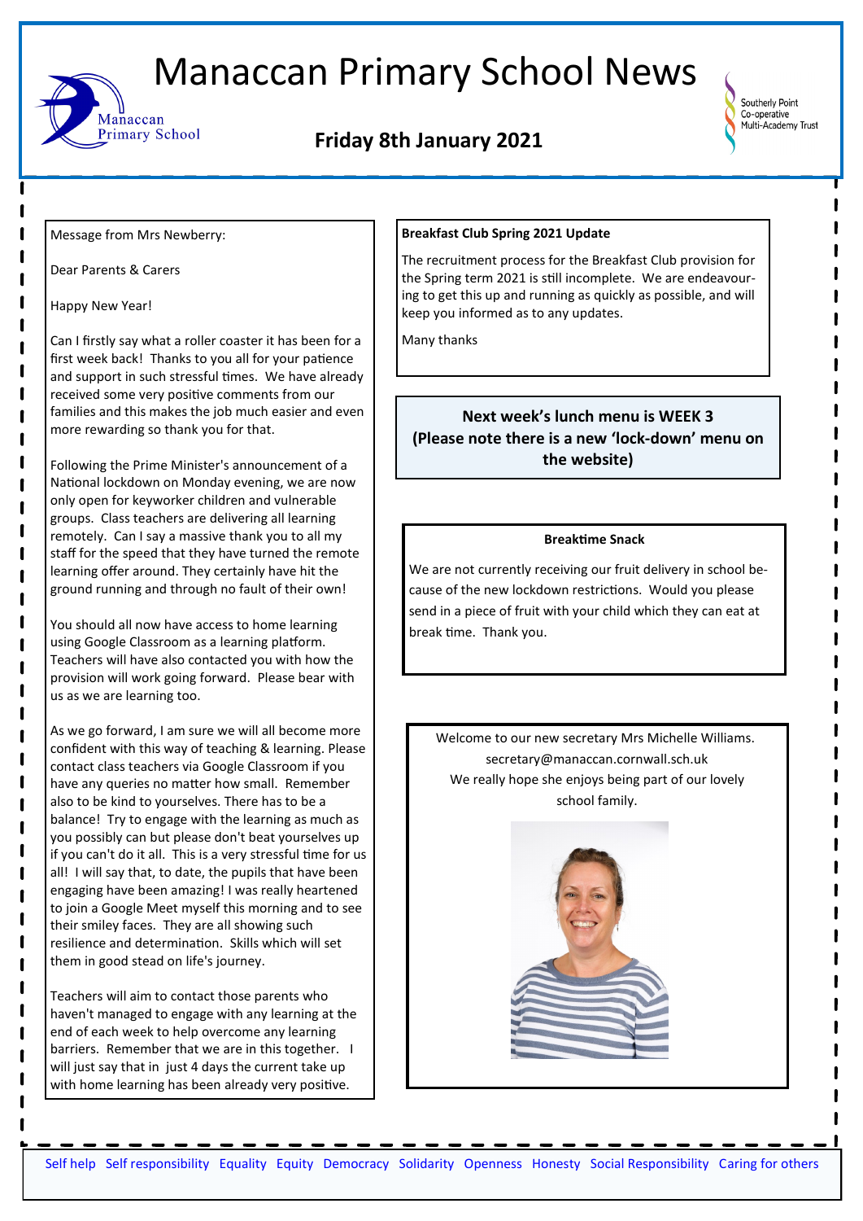# Manaccan Primary School News

Manaccan Primary School

Southerly Point Co-operative Multi-Academy Trust

## Friday 8th January 2021

Message from Mrs Newberry:

Dear Parents & Carers

Happy New Year!

Can I firstly say what a roller coaster it has been for a first week back! Thanks to you all for your patience and support in such stressful times. We have already received some very positive comments from our families and this makes the job much easier and even more rewarding so thank you for that.

Following the Prime Minister's announcement of a National lockdown on Monday evening, we are now only open for keyworker children and vulnerable groups. Class teachers are delivering all learning remotely. Can I say a massive thank you to all my staff for the speed that they have turned the remote learning offer around. They certainly have hit the ground running and through no fault of their own!

You should all now have access to home learning using Google Classroom as a learning platform. Teachers will have also contacted you with how the provision will work going forward. Please bear with us as we are learning too.

As we go forward, I am sure we will all become more confident with this way of teaching & learning. Please contact class teachers via Google Classroom if you have any queries no matter how small. Remember also to be kind to yourselves. There has to be a balance! Try to engage with the learning as much as you possibly can but please don't beat yourselves up if you can't do it all. This is a very stressful time for us all! I will say that, to date, the pupils that have been engaging have been amazing! I was really heartened to join a Google Meet myself this morning and to see their smiley faces. They are all showing such resilience and determination. Skills which will set them in good stead on life's journey.

Teachers will aim to contact those parents who haven't managed to engage with any learning at the end of each week to help overcome any learning barriers. Remember that we are in this together. I will just say that in just 4 days the current take up with home learning has been already very positive.

**Breakfast Club Spring 2021 Update**

The recruitment process for the Breakfast Club provision for the Spring term 2021 is still incomplete. We are endeavouring to get this up and running as quickly as possible, and will keep you informed as to any updates.

Many thanks

**Next week's lunch menu is WEEK 3 (Please note there is a new 'lock-down' menu on the website)**

**Breaktime Snack**

We are not currently receiving our fruit delivery in school because of the new lockdown restrictions. Would you please send in a piece of fruit with your child which they can eat at break time. Thank you.

Welcome to our new secretary Mrs Michelle Williams.
secretary@manaccan.cornwall.sch.uk
We really hope she enjoys being part of our lovely school family.

Self help Self responsibility Equality Equity Democracy Solidarity Openness Honesty Social Responsibility Caring for others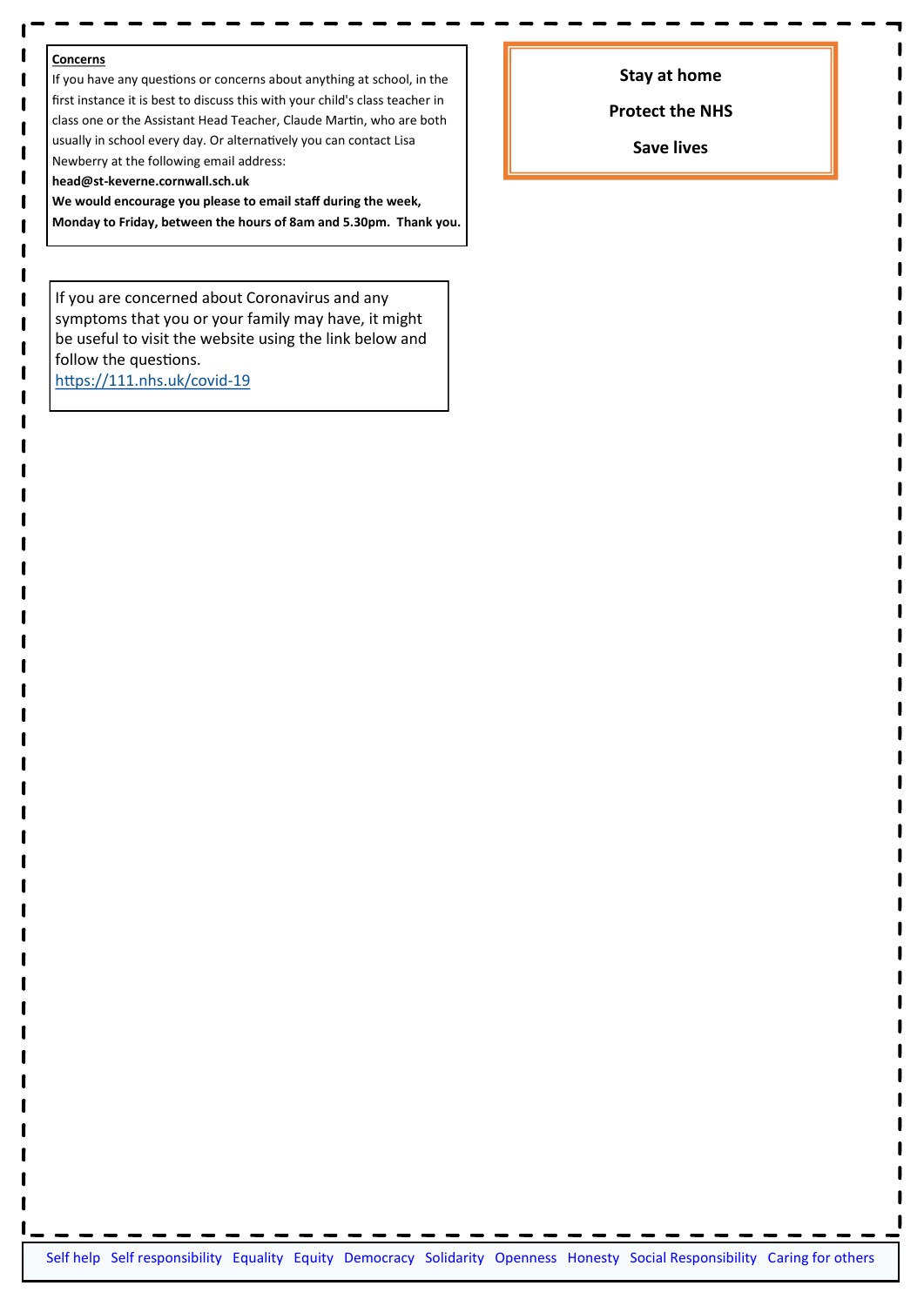**Concerns**

If you have any questions or concerns about anything at school, in the first instance it is best to discuss this with your child's class teacher in class one or the Assistant Head Teacher, Claude Martin, who are both usually in school every day. Or alternatively you can contact Lisa Newberry at the following email address:

**head@st-keverne.cornwall.sch.uk**

**We would encourage you please to email staff during the week, Monday to Friday, between the hours of 8am and 5.30pm. Thank you.**

If you are concerned about Coronavirus and any symptoms that you or your family may have, it might be useful to visit the website using the link below and follow the questions.
https://111.nhs.uk/covid-19

**Stay at home**

**Protect the NHS**

**Save lives**

Self help Self responsibility Equality Equity Democracy Solidarity Openness Honesty Social Responsibility Caring for others